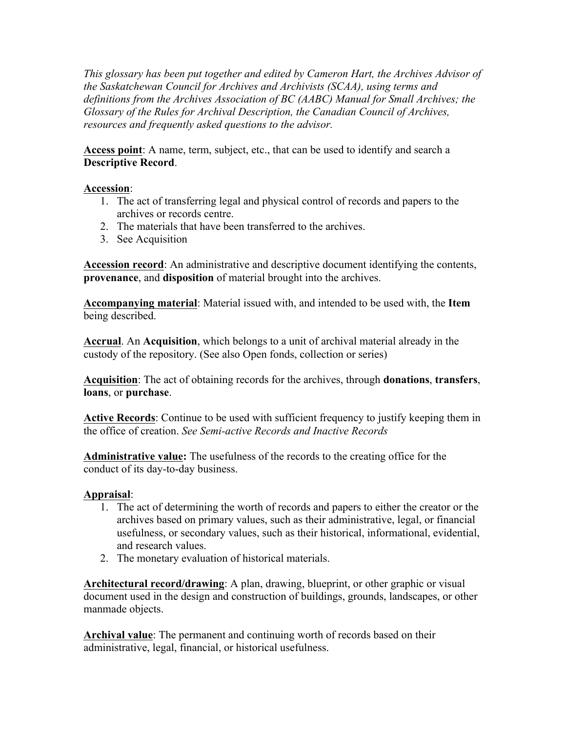*This glossary has been put together and edited by Cameron Hart, the Archives Advisor of the Saskatchewan Council for Archives and Archivists (SCAA), using terms and definitions from the Archives Association of BC (AABC) Manual for Small Archives; the Glossary of the Rules for Archival Description, the Canadian Council of Archives, resources and frequently asked questions to the advisor.*

<u>**Access point**</u>: A name, term, subject, etc., that can be used to identify and search a **Descriptive Record**.

<u>**Accession**</u>:

1. The act of transferring legal and physical control of records and papers to the archives or records centre.
2. The materials that have been transferred to the archives.
3. See Acquisition

<u>**Accession record**</u>: An administrative and descriptive document identifying the contents, **provenance**, and **disposition** of material brought into the archives.

<u>**Accompanying material**</u>: Material issued with, and intended to be used with, the **Item** being described.

<u>**Accrual**</u>. An **Acquisition**, which belongs to a unit of archival material already in the custody of the repository. (See also Open fonds, collection or series)

<u>**Acquisition**</u>: The act of obtaining records for the archives, through **donations**, **transfers**, **loans**, or **purchase**.

<u>**Active Records**</u>: Continue to be used with sufficient frequency to justify keeping them in the office of creation. *See Semi-active Records and Inactive Records*

<u>**Administrative value**</u>**:** The usefulness of the records to the creating office for the conduct of its day-to-day business.

<u>**Appraisal**</u>:

1. The act of determining the worth of records and papers to either the creator or the archives based on primary values, such as their administrative, legal, or financial usefulness, or secondary values, such as their historical, informational, evidential, and research values.
2. The monetary evaluation of historical materials.

<u>**Architectural record/drawing**</u>: A plan, drawing, blueprint, or other graphic or visual document used in the design and construction of buildings, grounds, landscapes, or other manmade objects.

<u>**Archival value**</u>: The permanent and continuing worth of records based on their administrative, legal, financial, or historical usefulness.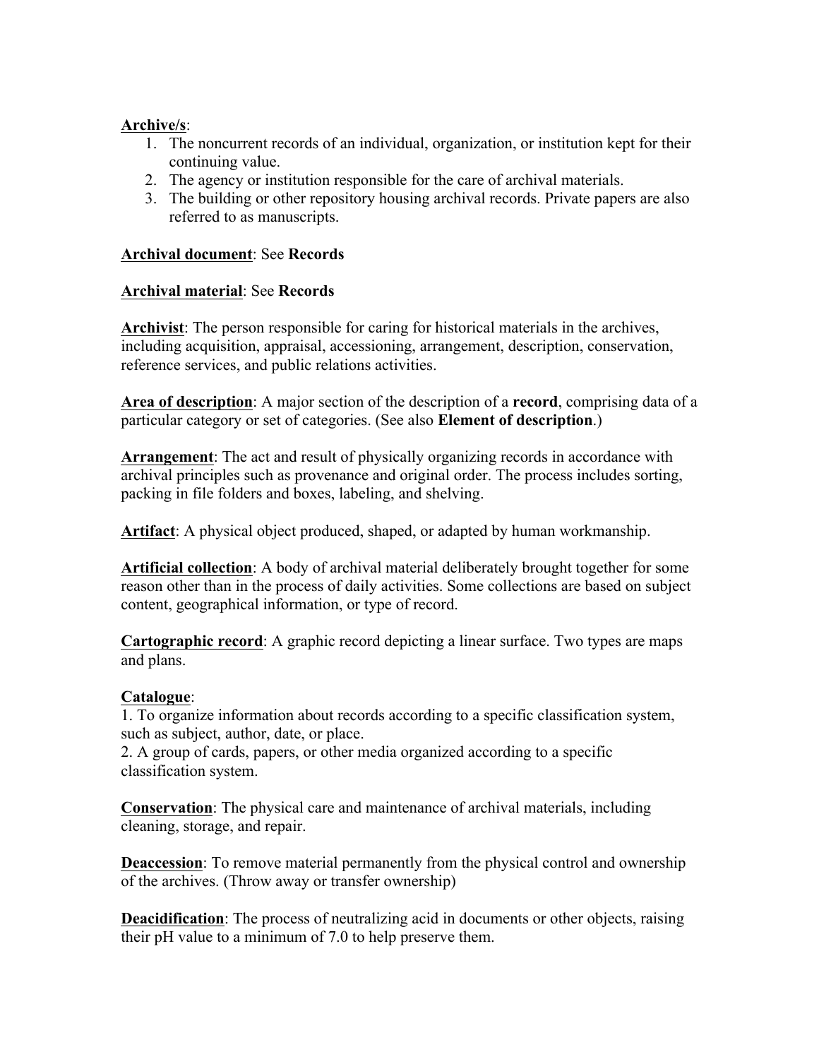<u>**Archive/s**</u>:

1. The noncurrent records of an individual, organization, or institution kept for their continuing value.
2. The agency or institution responsible for the care of archival materials.
3. The building or other repository housing archival records. Private papers are also referred to as manuscripts.

<u>**Archival document**</u>: See **Records**

<u>**Archival material**</u>: See **Records**

<u>**Archivist**</u>: The person responsible for caring for historical materials in the archives, including acquisition, appraisal, accessioning, arrangement, description, conservation, reference services, and public relations activities.

<u>**Area of description**</u>: A major section of the description of a **record**, comprising data of a particular category or set of categories. (See also **Element of description**.)

<u>**Arrangement**</u>: The act and result of physically organizing records in accordance with archival principles such as provenance and original order. The process includes sorting, packing in file folders and boxes, labeling, and shelving.

<u>**Artifact**</u>: A physical object produced, shaped, or adapted by human workmanship.

<u>**Artificial collection**</u>: A body of archival material deliberately brought together for some reason other than in the process of daily activities. Some collections are based on subject content, geographical information, or type of record.

<u>**Cartographic record**</u>: A graphic record depicting a linear surface. Two types are maps and plans.

<u>**Catalogue**</u>:
1. To organize information about records according to a specific classification system, such as subject, author, date, or place.
2. A group of cards, papers, or other media organized according to a specific classification system.

<u>**Conservation**</u>: The physical care and maintenance of archival materials, including cleaning, storage, and repair.

<u>**Deaccession**</u>: To remove material permanently from the physical control and ownership of the archives. (Throw away or transfer ownership)

<u>**Deacidification**</u>: The process of neutralizing acid in documents or other objects, raising their pH value to a minimum of 7.0 to help preserve them.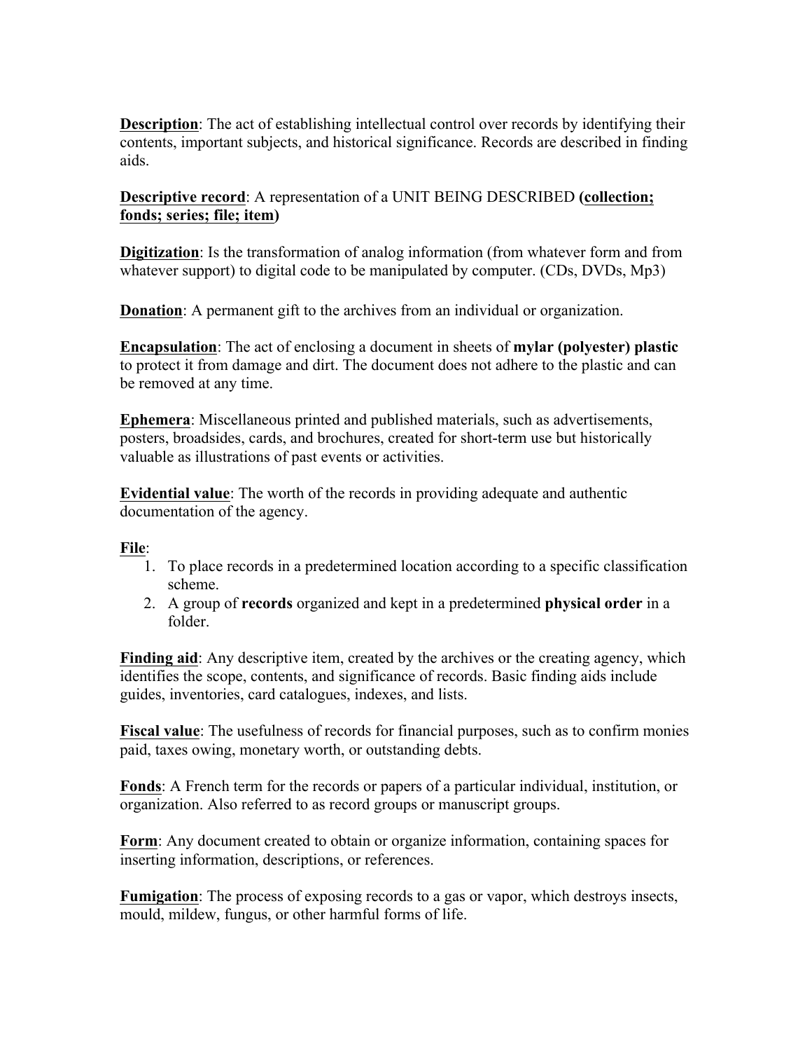<u>**Description**</u>: The act of establishing intellectual control over records by identifying their contents, important subjects, and historical significance. Records are described in finding aids.

<u>**Descriptive record**</u>: A representation of a UNIT BEING DESCRIBED **(<u>collection; fonds; series; file; item</u>)**

<u>**Digitization**</u>: Is the transformation of analog information (from whatever form and from whatever support) to digital code to be manipulated by computer. (CDs, DVDs, Mp3)

<u>**Donation**</u>: A permanent gift to the archives from an individual or organization.

<u>**Encapsulation**</u>: The act of enclosing a document in sheets of **mylar (polyester) plastic** to protect it from damage and dirt. The document does not adhere to the plastic and can be removed at any time.

<u>**Ephemera**</u>: Miscellaneous printed and published materials, such as advertisements, posters, broadsides, cards, and brochures, created for short-term use but historically valuable as illustrations of past events or activities.

<u>**Evidential value**</u>: The worth of the records in providing adequate and authentic documentation of the agency.

<u>**File**</u>:

1. To place records in a predetermined location according to a specific classification scheme.
2. A group of **records** organized and kept in a predetermined **physical order** in a folder.

<u>**Finding aid**</u>: Any descriptive item, created by the archives or the creating agency, which identifies the scope, contents, and significance of records. Basic finding aids include guides, inventories, card catalogues, indexes, and lists.

<u>**Fiscal value**</u>: The usefulness of records for financial purposes, such as to confirm monies paid, taxes owing, monetary worth, or outstanding debts.

<u>**Fonds**</u>: A French term for the records or papers of a particular individual, institution, or organization. Also referred to as record groups or manuscript groups.

<u>**Form**</u>: Any document created to obtain or organize information, containing spaces for inserting information, descriptions, or references.

<u>**Fumigation**</u>: The process of exposing records to a gas or vapor, which destroys insects, mould, mildew, fungus, or other harmful forms of life.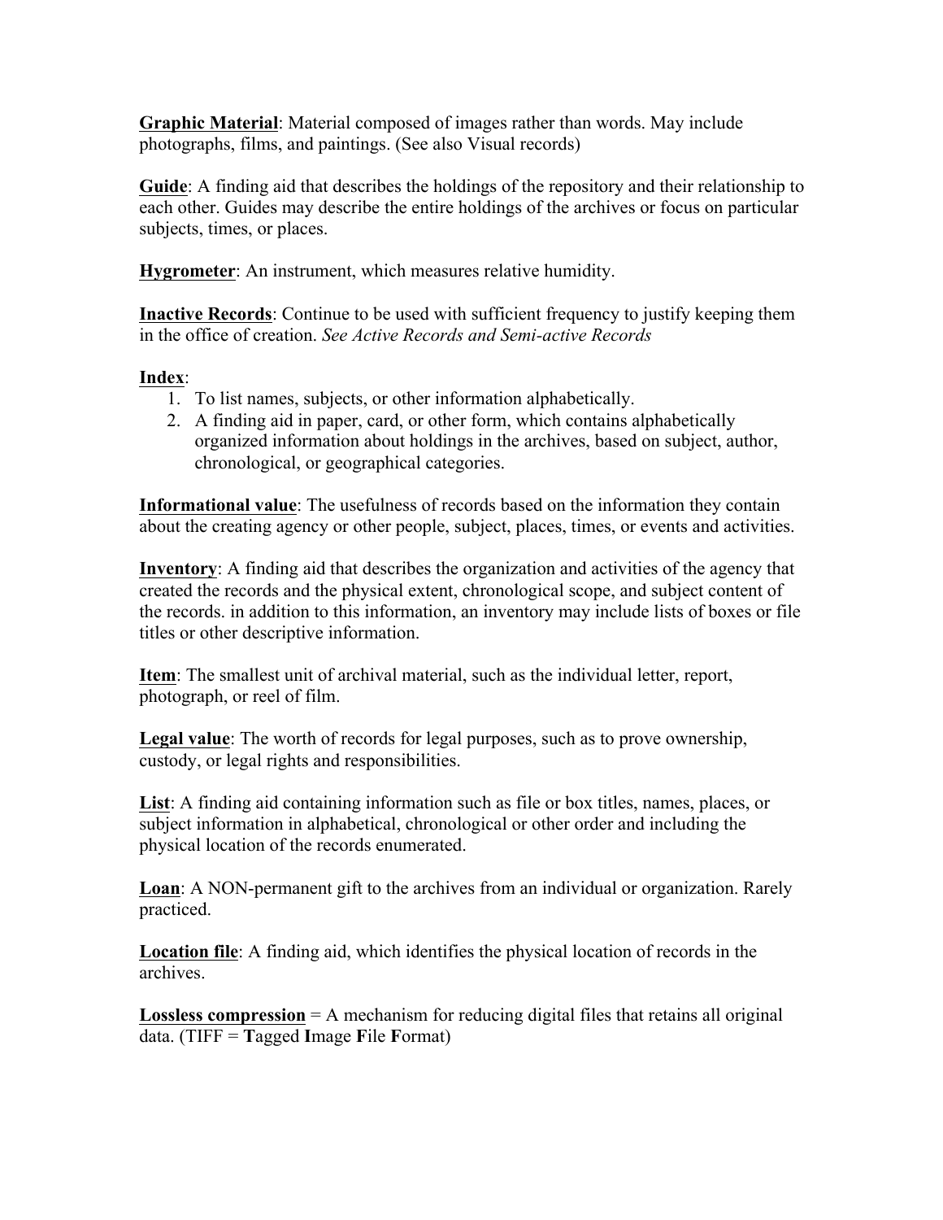**Graphic Material**: Material composed of images rather than words. May include photographs, films, and paintings. (See also Visual records)

**Guide**: A finding aid that describes the holdings of the repository and their relationship to each other. Guides may describe the entire holdings of the archives or focus on particular subjects, times, or places.

**Hygrometer**: An instrument, which measures relative humidity.

**Inactive Records**: Continue to be used with sufficient frequency to justify keeping them in the office of creation. *See Active Records and Semi-active Records*

**Index**:

1. To list names, subjects, or other information alphabetically.
2. A finding aid in paper, card, or other form, which contains alphabetically organized information about holdings in the archives, based on subject, author, chronological, or geographical categories.

**Informational value**: The usefulness of records based on the information they contain about the creating agency or other people, subject, places, times, or events and activities.

**Inventory**: A finding aid that describes the organization and activities of the agency that created the records and the physical extent, chronological scope, and subject content of the records. in addition to this information, an inventory may include lists of boxes or file titles or other descriptive information.

**Item**: The smallest unit of archival material, such as the individual letter, report, photograph, or reel of film.

**Legal value**: The worth of records for legal purposes, such as to prove ownership, custody, or legal rights and responsibilities.

**List**: A finding aid containing information such as file or box titles, names, places, or subject information in alphabetical, chronological or other order and including the physical location of the records enumerated.

**Loan**: A NON-permanent gift to the archives from an individual or organization. Rarely practiced.

**Location file**: A finding aid, which identifies the physical location of records in the archives.

**Lossless compression** = A mechanism for reducing digital files that retains all original data. (TIFF = **T**agged **I**mage **F**ile **F**ormat)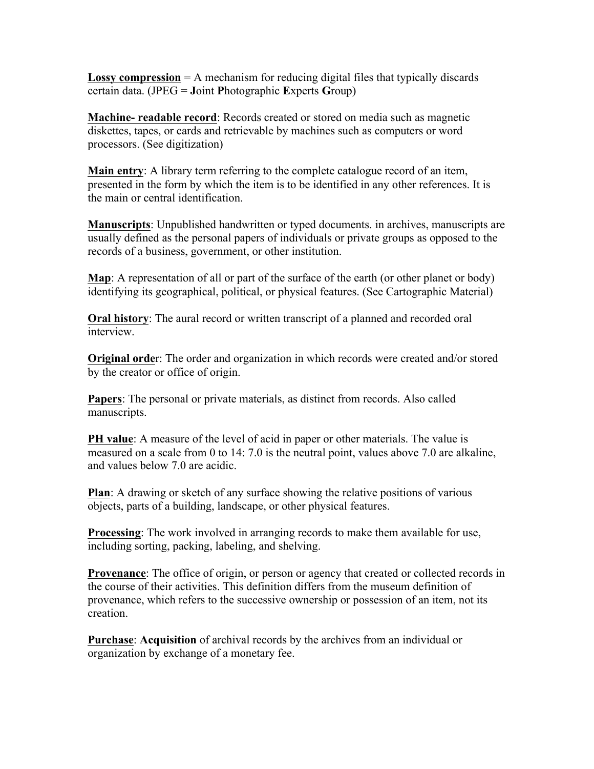**Lossy compression** = A mechanism for reducing digital files that typically discards certain data. (JPEG = **J**oint **P**hotographic **E**xperts **G**roup)

**Machine- readable record**: Records created or stored on media such as magnetic diskettes, tapes, or cards and retrievable by machines such as computers or word processors. (See digitization)

**Main entry**: A library term referring to the complete catalogue record of an item, presented in the form by which the item is to be identified in any other references. It is the main or central identification.

**Manuscripts**: Unpublished handwritten or typed documents. in archives, manuscripts are usually defined as the personal papers of individuals or private groups as opposed to the records of a business, government, or other institution.

**Map**: A representation of all or part of the surface of the earth (or other planet or body) identifying its geographical, political, or physical features. (See Cartographic Material)

**Oral history**: The aural record or written transcript of a planned and recorded oral interview.

**Original orde**r: The order and organization in which records were created and/or stored by the creator or office of origin.

**Papers**: The personal or private materials, as distinct from records. Also called manuscripts.

**PH value**: A measure of the level of acid in paper or other materials. The value is measured on a scale from 0 to 14: 7.0 is the neutral point, values above 7.0 are alkaline, and values below 7.0 are acidic.

**Plan**: A drawing or sketch of any surface showing the relative positions of various objects, parts of a building, landscape, or other physical features.

**Processing**: The work involved in arranging records to make them available for use, including sorting, packing, labeling, and shelving.

**Provenance**: The office of origin, or person or agency that created or collected records in the course of their activities. This definition differs from the museum definition of provenance, which refers to the successive ownership or possession of an item, not its creation.

**Purchase**: **Acquisition** of archival records by the archives from an individual or organization by exchange of a monetary fee.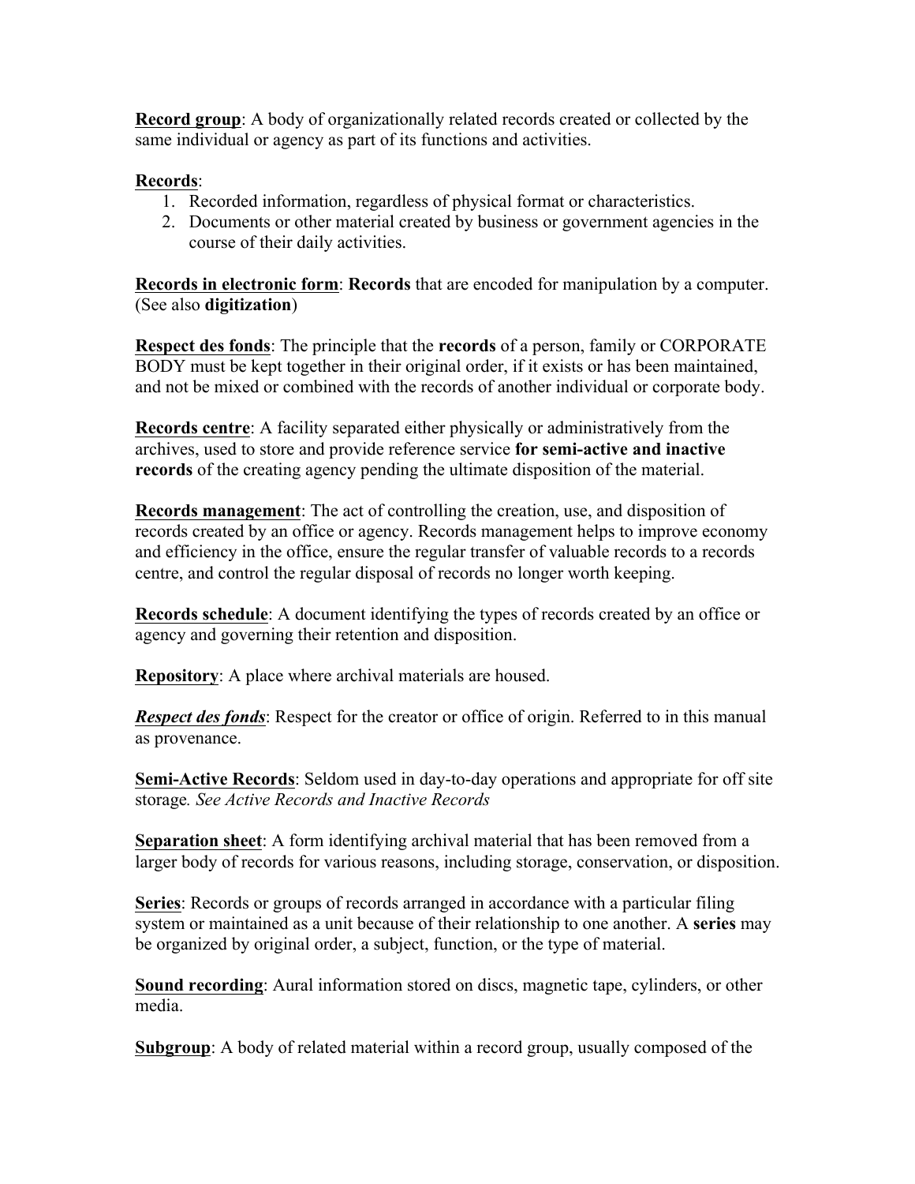**<u>Record group</u>**: A body of organizationally related records created or collected by the same individual or agency as part of its functions and activities.

**<u>Records</u>**:

1. Recorded information, regardless of physical format or characteristics.
2. Documents or other material created by business or government agencies in the course of their daily activities.

**<u>Records in electronic form</u>**: **Records** that are encoded for manipulation by a computer. (See also **digitization**)

**<u>Respect des fonds</u>**: The principle that the **records** of a person, family or CORPORATE BODY must be kept together in their original order, if it exists or has been maintained, and not be mixed or combined with the records of another individual or corporate body.

**<u>Records centre</u>**: A facility separated either physically or administratively from the archives, used to store and provide reference service **for semi-active and inactive records** of the creating agency pending the ultimate disposition of the material.

**<u>Records management</u>**: The act of controlling the creation, use, and disposition of records created by an office or agency. Records management helps to improve economy and efficiency in the office, ensure the regular transfer of valuable records to a records centre, and control the regular disposal of records no longer worth keeping.

**<u>Records schedule</u>**: A document identifying the types of records created by an office or agency and governing their retention and disposition.

**<u>Repository</u>**: A place where archival materials are housed.

***<u>Respect des fonds</u>***: Respect for the creator or office of origin. Referred to in this manual as provenance.

**<u>Semi-Active Records</u>**: Seldom used in day-to-day operations and appropriate for off site storage*. See Active Records and Inactive Records*

**<u>Separation sheet</u>**: A form identifying archival material that has been removed from a larger body of records for various reasons, including storage, conservation, or disposition.

**<u>Series</u>**: Records or groups of records arranged in accordance with a particular filing system or maintained as a unit because of their relationship to one another. A **series** may be organized by original order, a subject, function, or the type of material.

**<u>Sound recording</u>**: Aural information stored on discs, magnetic tape, cylinders, or other media.

**<u>Subgroup</u>**: A body of related material within a record group, usually composed of the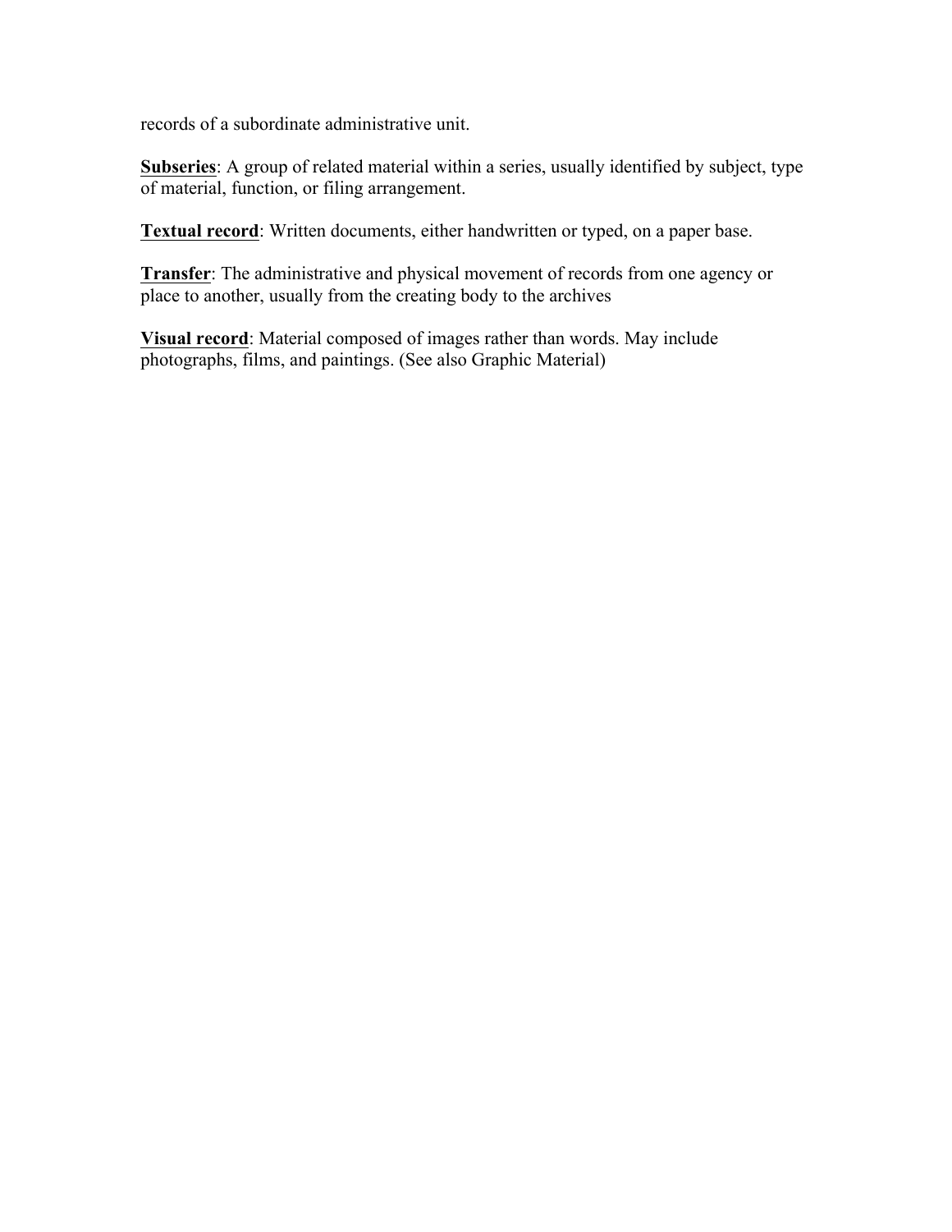records of a subordinate administrative unit.

<u>**Subseries**</u>: A group of related material within a series, usually identified by subject, type of material, function, or filing arrangement.

<u>**Textual record**</u>: Written documents, either handwritten or typed, on a paper base.

<u>**Transfer**</u>: The administrative and physical movement of records from one agency or place to another, usually from the creating body to the archives

<u>**Visual record**</u>: Material composed of images rather than words. May include photographs, films, and paintings. (See also Graphic Material)